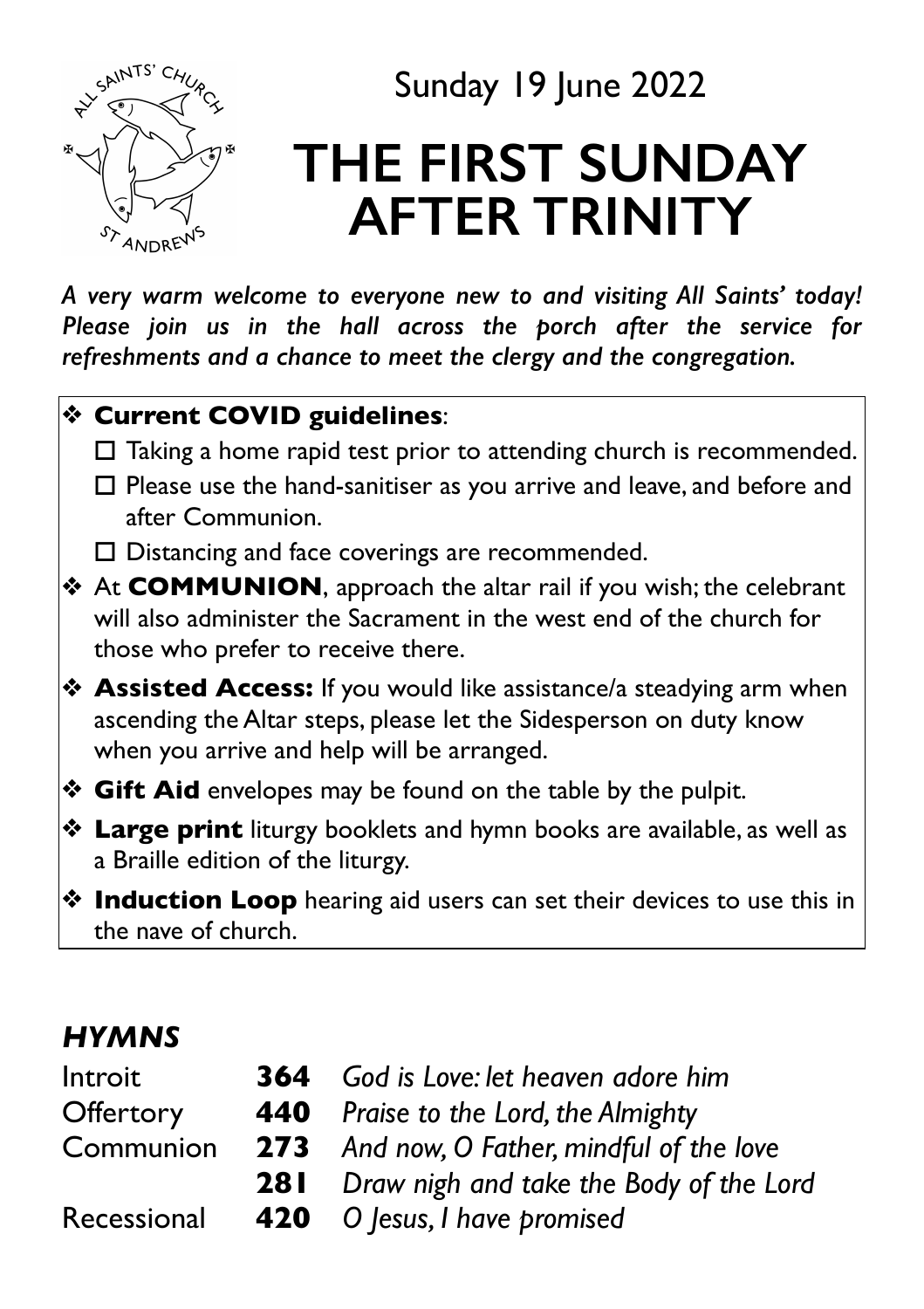Sunday 19 June 2022

# THE FIRST SUNDAY AFTER TRINITY

*A very warm welcome to everyone new to and visiting All Saints' today! Please join us in the hall across the porch after the service for refreshments and a chance to meet the clergy and the congregation.*

- **Current COVID guidelines**:
  - ☐ Taking a home rapid test prior to attending church is recommended.
  - ☐ Please use the hand-sanitiser as you arrive and leave, and before and after Communion.
  - ☐ Distancing and face coverings are recommended.
- At **COMMUNION**, approach the altar rail if you wish; the celebrant will also administer the Sacrament in the west end of the church for those who prefer to receive there.
- **Assisted Access:** If you would like assistance/a steadying arm when ascending the Altar steps, please let the Sidesperson on duty know when you arrive and help will be arranged.
- **Gift Aid** envelopes may be found on the table by the pulpit.
- **Large print** liturgy booklets and hymn books are available, as well as a Braille edition of the liturgy.
- **Induction Loop** hearing aid users can set their devices to use this in the nave of church.

## *HYMNS*

| | | |
|---|---|---|
| Introit | **364** | *God is Love: let heaven adore him* |
| Offertory | **440** | *Praise to the Lord, the Almighty* |
| Communion | **273** | *And now, O Father, mindful of the love* |
| | **281** | *Draw nigh and take the Body of the Lord* |
| Recessional | **420** | *O Jesus, I have promised* |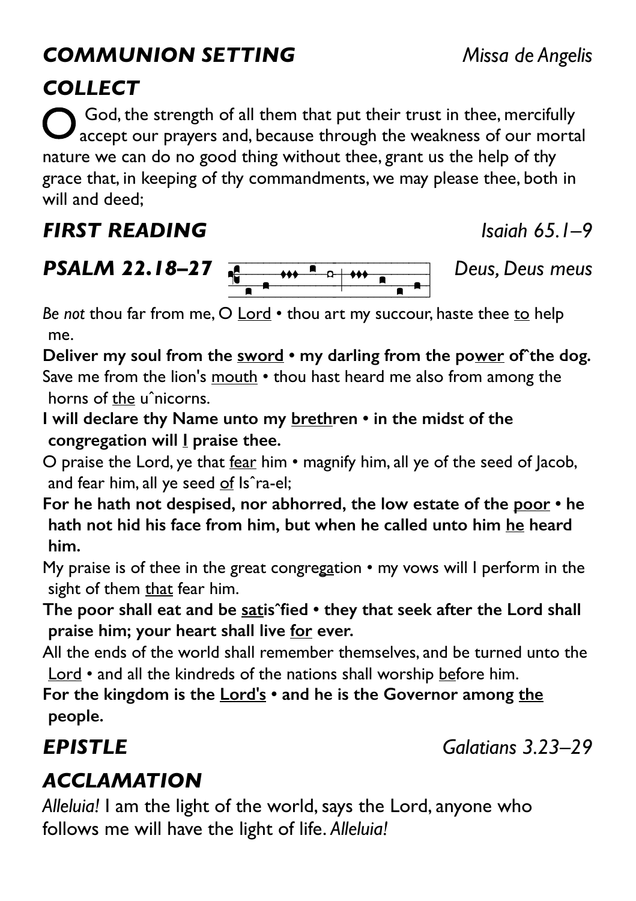## *COMMUNION SETTING* *Missa de Angelis*

## *COLLECT*

O God, the strength of all them that put their trust in thee, mercifully accept our prayers and, because through the weakness of our mortal nature we can do no good thing without thee, grant us the help of thy grace that, in keeping of thy commandments, we may please thee, both in will and deed;

## *FIRST READING* *Isaiah 65.1–9*

## *PSALM 22.18–27* *Deus, Deus meus*

*Be not* thou far from me, O Lord • thou art my succour, haste thee to help me.

**Deliver my soul from the sword • my darling from the power of˘the dog.**

Save me from the lion's mouth • thou hast heard me also from among the horns of the uˆnicorns.

**I will declare thy Name unto my brethren • in the midst of the congregation will I praise thee.**

O praise the Lord, ye that fear him • magnify him, all ye of the seed of Jacob, and fear him, all ye seed of Isˆra-el;

**For he hath not despised, nor abhorred, the low estate of the poor • he hath not hid his face from him, but when he called unto him he heard him.**

My praise is of thee in the great congregation • my vows will I perform in the sight of them that fear him.

**The poor shall eat and be satisˆfied • they that seek after the Lord shall praise him; your heart shall live for ever.**

All the ends of the world shall remember themselves, and be turned unto the Lord • and all the kindreds of the nations shall worship before him.

**For the kingdom is the Lord's • and he is the Governor among the people.**

## *EPISTLE* *Galatians 3.23–29*

## *ACCLAMATION*

*Alleluia!* I am the light of the world, says the Lord, anyone who follows me will have the light of life. *Alleluia!*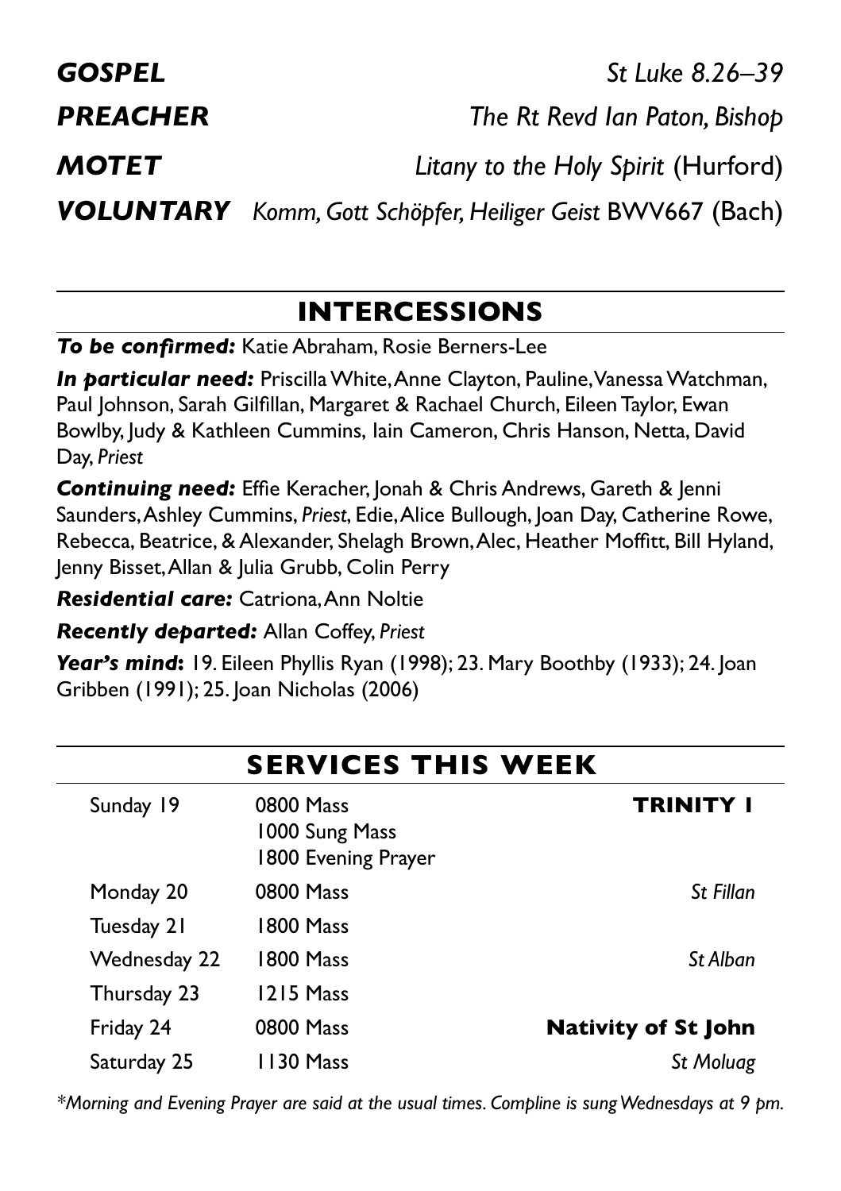***GOSPEL*** *St Luke 8.26–39*

***PREACHER*** *The Rt Revd Ian Paton, Bishop*

***MOTET*** *Litany to the Holy Spirit* (Hurford)

***VOLUNTARY*** *Komm, Gott Schöpfer, Heiliger Geist* BWV667 (Bach)

## INTERCESSIONS

***To be confirmed:*** Katie Abraham, Rosie Berners-Lee

***In particular need:*** Priscilla White, Anne Clayton, Pauline, Vanessa Watchman, Paul Johnson, Sarah Gilfillan, Margaret & Rachael Church, Eileen Taylor, Ewan Bowlby, Judy & Kathleen Cummins, Iain Cameron, Chris Hanson, Netta, David Day, *Priest*

***Continuing need:*** Effie Keracher, Jonah & Chris Andrews, Gareth & Jenni Saunders, Ashley Cummins, *Priest*, Edie, Alice Bullough, Joan Day, Catherine Rowe, Rebecca, Beatrice, & Alexander, Shelagh Brown, Alec, Heather Moffitt, Bill Hyland, Jenny Bisset, Allan & Julia Grubb, Colin Perry

***Residential care:*** Catriona, Ann Noltie

***Recently departed:*** Allan Coffey, *Priest*

***Year's mind:*** 19. Eileen Phyllis Ryan (1998); 23. Mary Boothby (1933); 24. Joan Gribben (1991); 25. Joan Nicholas (2006)

## SERVICES THIS WEEK

| Day | Service | |
|---|---|---|
| Sunday 19 | 0800 Mass<br>1000 Sung Mass<br>1800 Evening Prayer | **TRINITY 1** |
| Monday 20 | 0800 Mass | *St Fillan* |
| Tuesday 21 | 1800 Mass | |
| Wednesday 22 | 1800 Mass | *St Alban* |
| Thursday 23 | 1215 Mass | |
| Friday 24 | 0800 Mass | **Nativity of St John** |
| Saturday 25 | 1130 Mass | *St Moluag* |

*\*Morning and Evening Prayer are said at the usual times. Compline is sung Wednesdays at 9 pm.*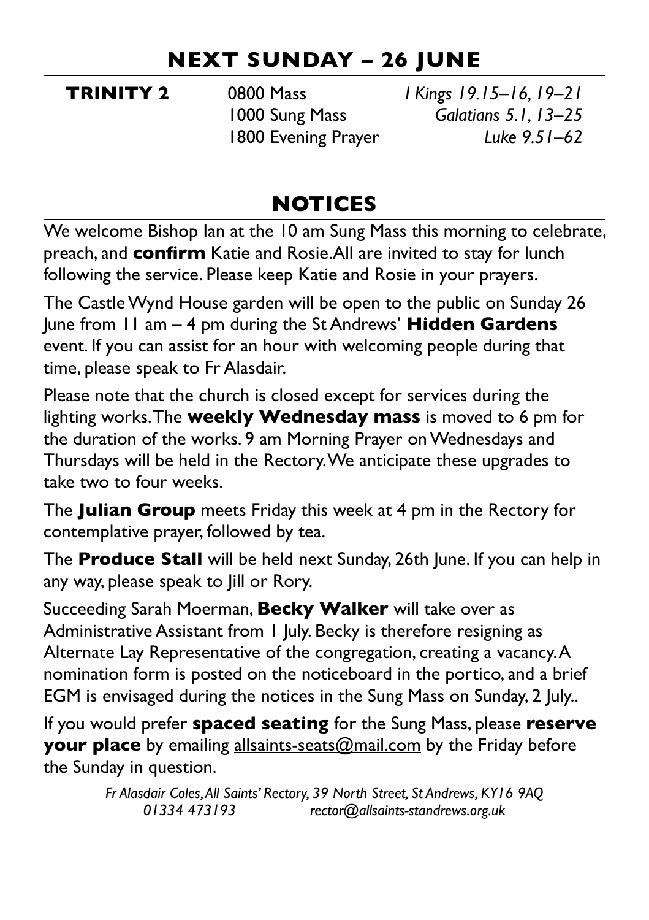## NEXT SUNDAY – 26 JUNE

| | | |
|---|---|---|
| **TRINITY 2** | 0800 Mass | *1 Kings 19.15–16, 19–21* |
| | 1000 Sung Mass | *Galatians 5.1, 13–25* |
| | 1800 Evening Prayer | *Luke 9.51–62* |

## NOTICES

We welcome Bishop Ian at the 10 am Sung Mass this morning to celebrate, preach, and **confirm** Katie and Rosie.All are invited to stay for lunch following the service. Please keep Katie and Rosie in your prayers.

The Castle Wynd House garden will be open to the public on Sunday 26 June from 11 am – 4 pm during the St Andrews' **Hidden Gardens** event. If you can assist for an hour with welcoming people during that time, please speak to Fr Alasdair.

Please note that the church is closed except for services during the lighting works. The **weekly Wednesday mass** is moved to 6 pm for the duration of the works. 9 am Morning Prayer on Wednesdays and Thursdays will be held in the Rectory. We anticipate these upgrades to take two to four weeks.

The **Julian Group** meets Friday this week at 4 pm in the Rectory for contemplative prayer, followed by tea.

The **Produce Stall** will be held next Sunday, 26th June. If you can help in any way, please speak to Jill or Rory.

Succeeding Sarah Moerman, **Becky Walker** will take over as Administrative Assistant from 1 July. Becky is therefore resigning as Alternate Lay Representative of the congregation, creating a vacancy. A nomination form is posted on the noticeboard in the portico, and a brief EGM is envisaged during the notices in the Sung Mass on Sunday, 2 July..

If you would prefer **spaced seating** for the Sung Mass, please **reserve your place** by emailing allsaints-seats@mail.com by the Friday before the Sunday in question.

*Fr Alasdair Coles, All Saints' Rectory, 39 North Street, St Andrews, KY16 9AQ*
*01334 473193 rector@allsaints-standrews.org.uk*